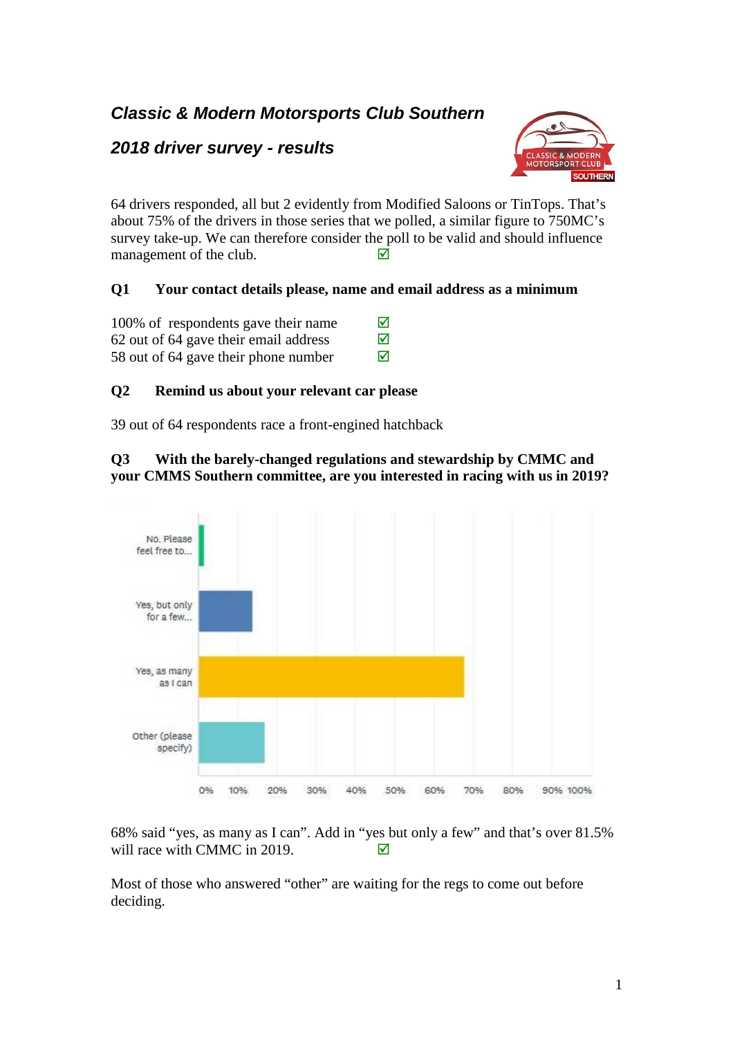# *Classic & Modern Motorsports Club Southern*

## *2018 driver survey - results*

64 drivers responded, all but 2 evidently from Modified Saloons or TinTops. That's about 75% of the drivers in those series that we polled, a similar figure to 750MC's survey take-up. We can therefore consider the poll to be valid and should influence management of the club. ☑

**Q1 Your contact details please, name and email address as a minimum**

100% of respondents gave their name ☑
62 out of 64 gave their email address ☑
58 out of 64 gave their phone number ☑

**Q2 Remind us about your relevant car please**

39 out of 64 respondents race a front-engined hatchback

**Q3 With the barely-changed regulations and stewardship by CMMC and your CMMS Southern committee, are you interested in racing with us in 2019?**

No. Please feel free to...
Yes, but only for a few...
Yes, as many as I can
Other (please specify)

0% 10% 20% 30% 40% 50% 60% 70% 80% 90% 100%

68% said "yes, as many as I can". Add in "yes but only a few" and that's over 81.5% will race with CMMC in 2019. ☑

Most of those who answered "other" are waiting for the regs to come out before deciding.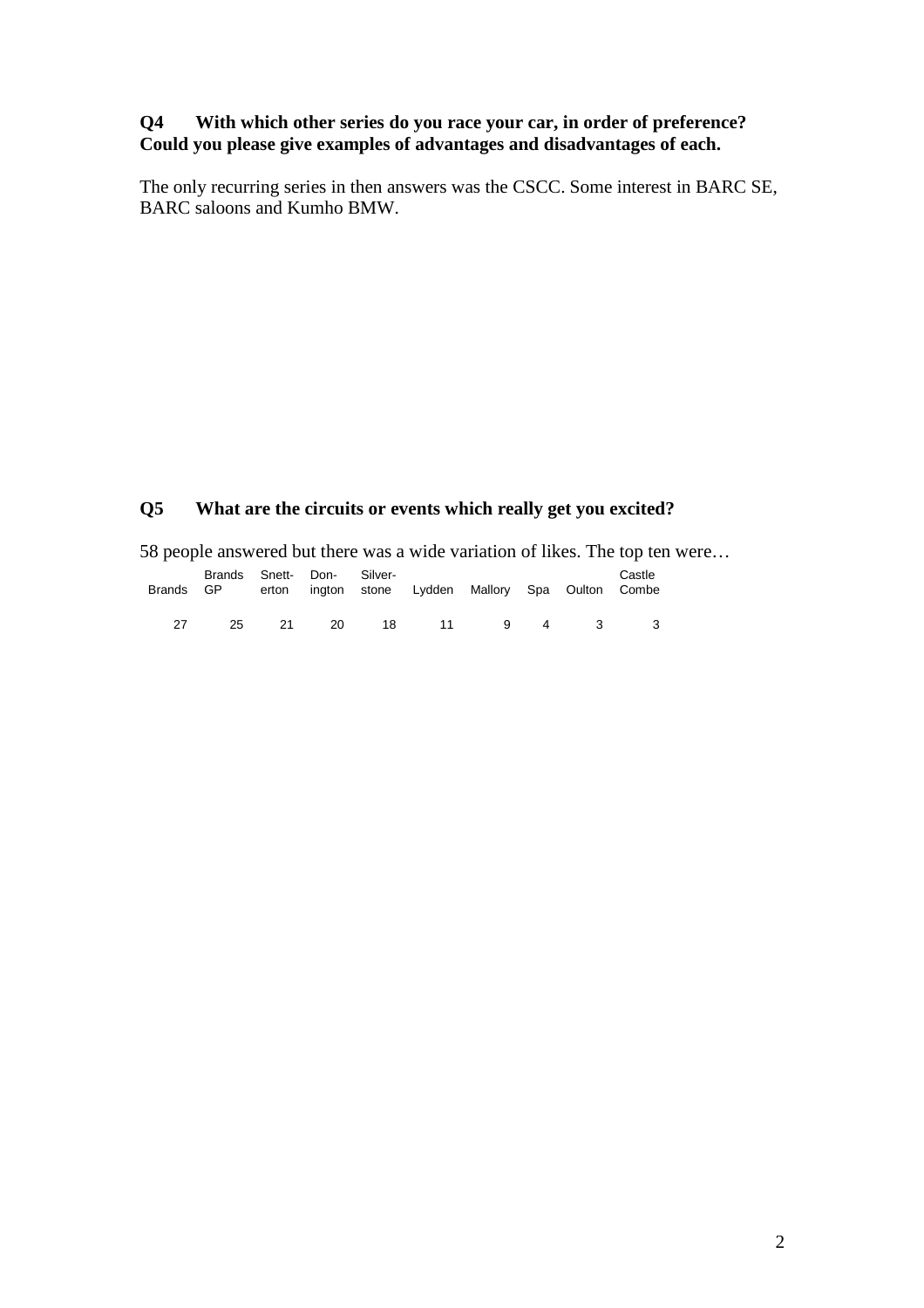**Q4 With which other series do you race your car, in order of preference? Could you please give examples of advantages and disadvantages of each.**

The only recurring series in then answers was the CSCC. Some interest in BARC SE, BARC saloons and Kumho BMW.

**Q5 What are the circuits or events which really get you excited?**

58 people answered but there was a wide variation of likes. The top ten were…

| Brands | Brands GP | Snett-erton | Don-ington | Silver-stone | Lydden | Mallory | Spa | Oulton | Castle Combe |
|---|---|---|---|---|---|---|---|---|---|
| 27 | 25 | 21 | 20 | 18 | 11 | 9 | 4 | 3 | 3 |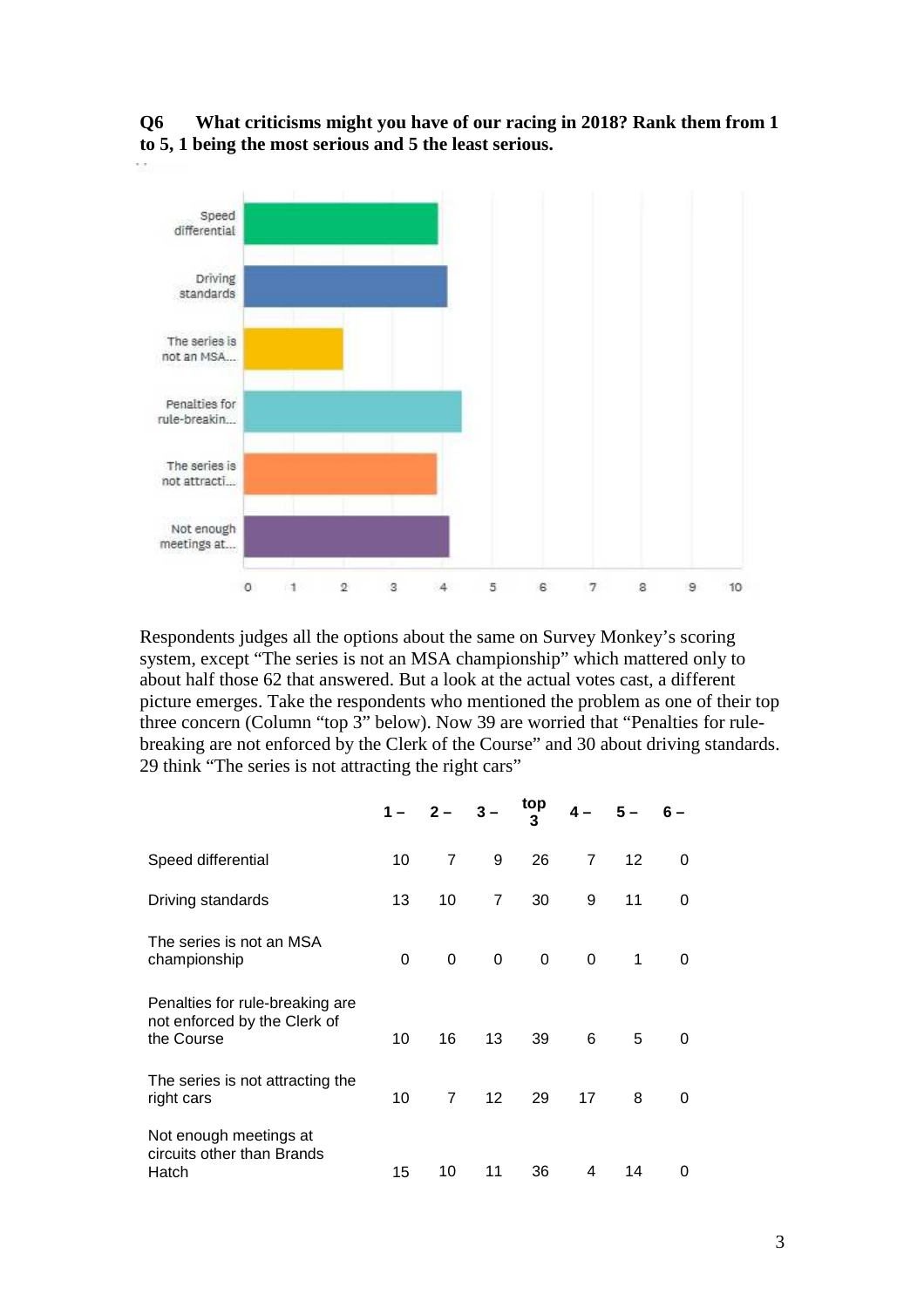**Q6 What criticisms might you have of our racing in 2018? Rank them from 1 to 5, 1 being the most serious and 5 the least serious.**

Respondents judges all the options about the same on Survey Monkey's scoring system, except "The series is not an MSA championship" which mattered only to about half those 62 that answered. But a look at the actual votes cast, a different picture emerges. Take the respondents who mentioned the problem as one of their top three concern (Column "top 3" below). Now 39 are worried that "Penalties for rule-breaking are not enforced by the Clerk of the Course" and 30 about driving standards. 29 think "The series is not attracting the right cars"

| | 1 – | 2 – | 3 – | top 3 | 4 – | 5 – | 6 – |
|---|---|---|---|---|---|---|---|
| Speed differential | 10 | 7 | 9 | 26 | 7 | 12 | 0 |
| Driving standards | 13 | 10 | 7 | 30 | 9 | 11 | 0 |
| The series is not an MSA championship | 0 | 0 | 0 | 0 | 0 | 1 | 0 |
| Penalties for rule-breaking are not enforced by the Clerk of the Course | 10 | 16 | 13 | 39 | 6 | 5 | 0 |
| The series is not attracting the right cars | 10 | 7 | 12 | 29 | 17 | 8 | 0 |
| Not enough meetings at circuits other than Brands Hatch | 15 | 10 | 11 | 36 | 4 | 14 | 0 |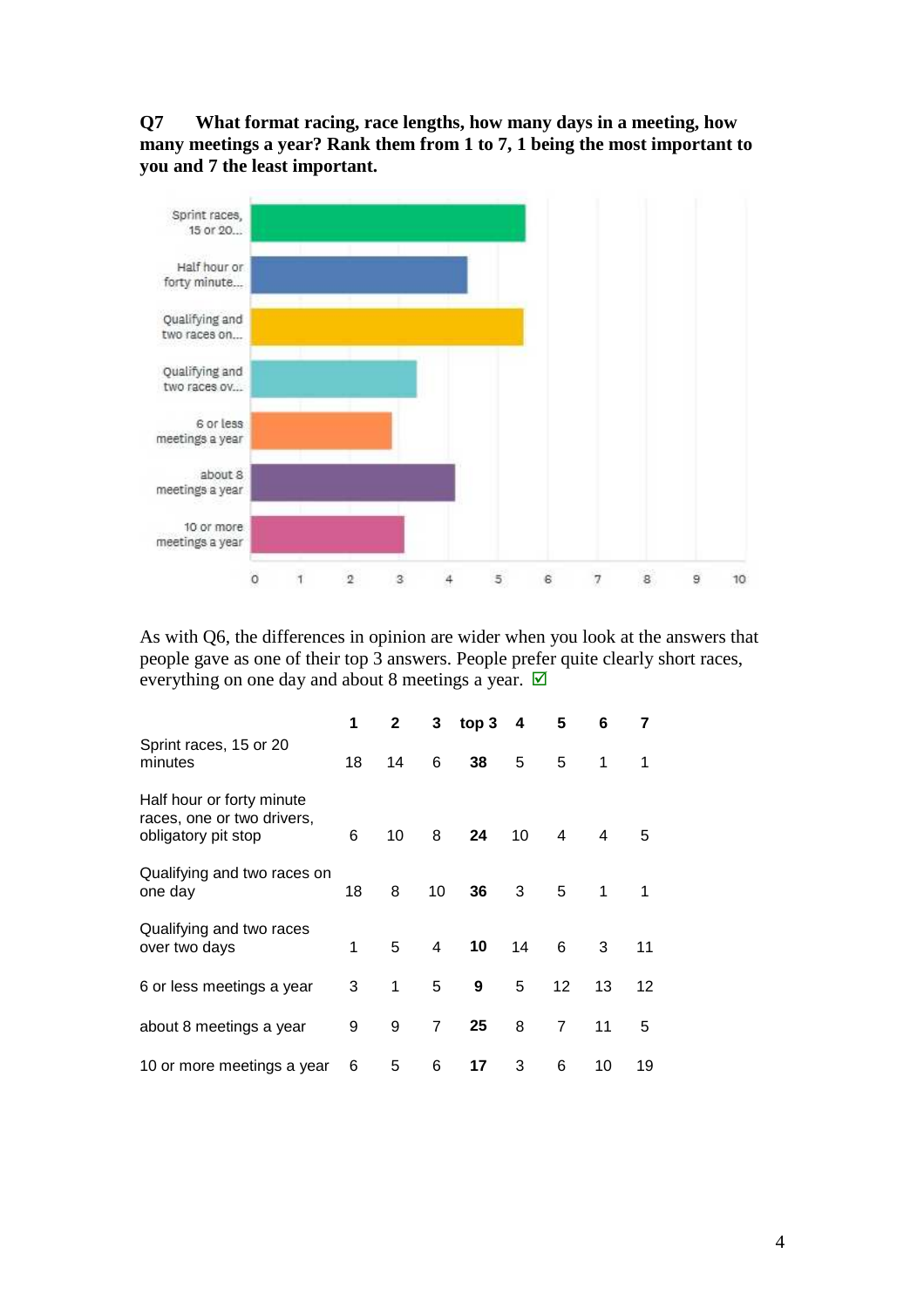**Q7 What format racing, race lengths, how many days in a meeting, how many meetings a year? Rank them from 1 to 7, 1 being the most important to you and 7 the least important.**

As with Q6, the differences in opinion are wider when you look at the answers that people gave as one of their top 3 answers. People prefer quite clearly short races, everything on one day and about 8 meetings a year. ☑

| | 1 | 2 | 3 | top 3 | 4 | 5 | 6 | 7 |
|---|---|---|---|---|---|---|---|---|
| Sprint races, 15 or 20 minutes | 18 | 14 | 6 | **38** | 5 | 5 | 1 | 1 |
| Half hour or forty minute races, one or two drivers, obligatory pit stop | 6 | 10 | 8 | **24** | 10 | 4 | 4 | 5 |
| Qualifying and two races on one day | 18 | 8 | 10 | **36** | 3 | 5 | 1 | 1 |
| Qualifying and two races over two days | 1 | 5 | 4 | **10** | 14 | 6 | 3 | 11 |
| 6 or less meetings a year | 3 | 1 | 5 | **9** | 5 | 12 | 13 | 12 |
| about 8 meetings a year | 9 | 9 | 7 | **25** | 8 | 7 | 11 | 5 |
| 10 or more meetings a year | 6 | 5 | 6 | **17** | 3 | 6 | 10 | 19 |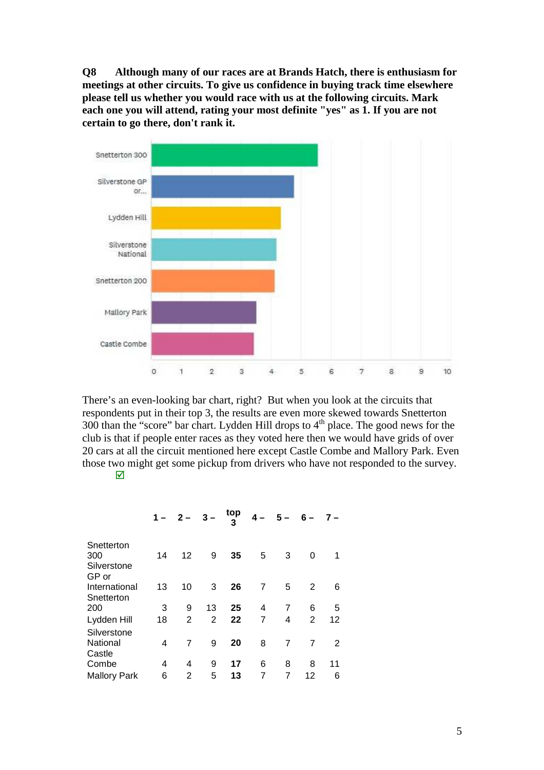**Q8 Although many of our races are at Brands Hatch, there is enthusiasm for meetings at other circuits. To give us confidence in buying track time elsewhere please tell us whether you would race with us at the following circuits. Mark each one you will attend, rating your most definite "yes" as 1. If you are not certain to go there, don't rank it.**

There's an even-looking bar chart, right? But when you look at the circuits that respondents put in their top 3, the results are even more skewed towards Snetterton 300 than the "score" bar chart. Lydden Hill drops to 4th place. The good news for the club is that if people enter races as they voted here then we would have grids of over 20 cars at all the circuit mentioned here except Castle Combe and Mallory Park. Even those two might get some pickup from drivers who have not responded to the survey. ☑

| | 1 – | 2 – | 3 – | top 3 | 4 – | 5 – | 6 – | 7 – |
|---|---|---|---|---|---|---|---|---|
| Snetterton 300 | 14 | 12 | 9 | **35** | 5 | 3 | 0 | 1 |
| Silverstone GP or International | 13 | 10 | 3 | **26** | 7 | 5 | 2 | 6 |
| Snetterton 200 | 3 | 9 | 13 | **25** | 4 | 7 | 6 | 5 |
| Lydden Hill | 18 | 2 | 2 | **22** | 7 | 4 | 2 | 12 |
| Silverstone National | 4 | 7 | 9 | **20** | 8 | 7 | 7 | 2 |
| Castle Combe | 4 | 4 | 9 | **17** | 6 | 8 | 8 | 11 |
| Mallory Park | 6 | 2 | 5 | **13** | 7 | 7 | 12 | 6 |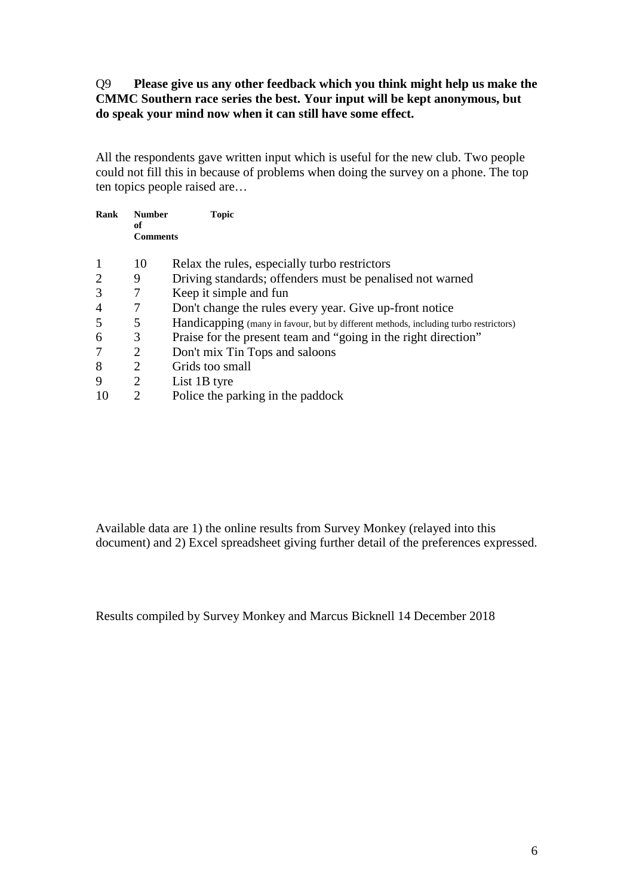Q9 **Please give us any other feedback which you think might help us make the CMMC Southern race series the best. Your input will be kept anonymous, but do speak your mind now when it can still have some effect.**

All the respondents gave written input which is useful for the new club. Two people could not fill this in because of problems when doing the survey on a phone. The top ten topics people raised are…

| Rank | Number of Comments | Topic |
|---|---|---|
| 1 | 10 | Relax the rules, especially turbo restrictors |
| 2 | 9 | Driving standards; offenders must be penalised not warned |
| 3 | 7 | Keep it simple and fun |
| 4 | 7 | Don't change the rules every year. Give up-front notice |
| 5 | 5 | Handicapping (many in favour, but by different methods, including turbo restrictors) |
| 6 | 3 | Praise for the present team and "going in the right direction" |
| 7 | 2 | Don't mix Tin Tops and saloons |
| 8 | 2 | Grids too small |
| 9 | 2 | List 1B tyre |
| 10 | 2 | Police the parking in the paddock |

Available data are 1) the online results from Survey Monkey (relayed into this document) and 2) Excel spreadsheet giving further detail of the preferences expressed.

Results compiled by Survey Monkey and Marcus Bicknell 14 December 2018